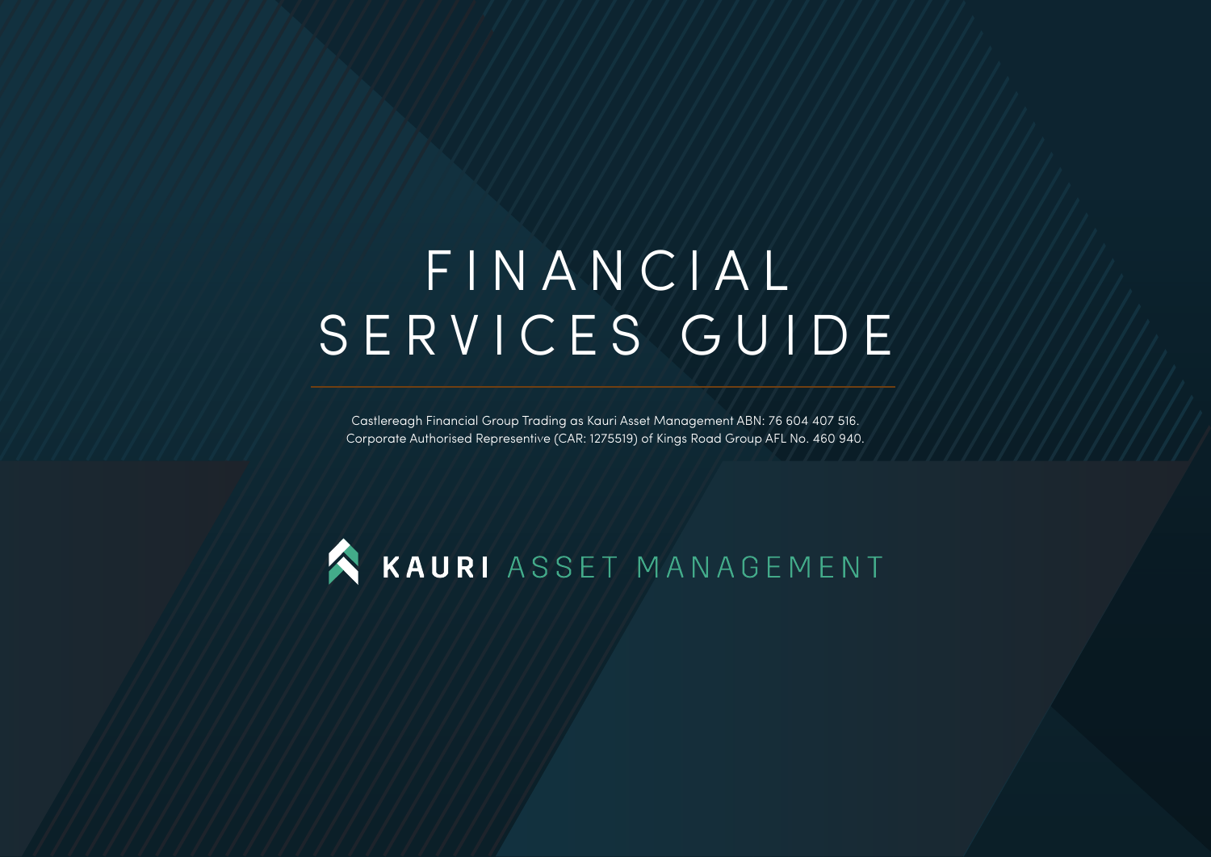# FINANCIAL SERVICES GUIDE

Castlereagh Financial Group Trading as Kauri Asset Management ABN: 76 604 407 516.
Corporate Authorised Representative (CAR: 1275519) of Kings Road Group AFL No. 460 940.

**KAURI** ASSET MANAGEMENT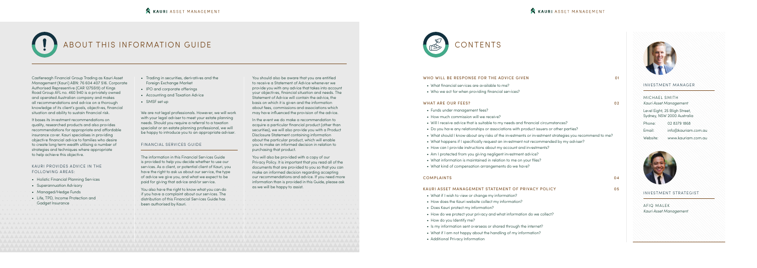# ABOUT THIS INFORMATION GUIDE

Castlereagh Financial Group Trading as Kauri Asset Management (Kauri) ABN: 76 604 407 516. Corporate Authorised Representive (CAR 1275519) of Kings Road Group AFL no. 460 940 is a privately owned and operated Australian company and makes all recommendations and advice on a thorough knowledge of its client's goals, objectives, financial situation and ability to sustain financial risk.

It bases its investment recommendations on quality, researched products and also provides recommendations for appropriate and affordable insurance cover. Kauri specialises in providing objective financial advice to families who desire to create long term wealth utilising a number of strategies and techniques where appropriate to help achieve this objective.

### KAURI PROVIDES ADVICE IN THE FOLLOWING AREAS:

- Holistic Financial Planning Services
- Superannuation Advisory
- Managed/Hedge Funds
- Life, TPD, Income Protection and Gadget Insurance
- Trading in securities, derivatives and the Foreign Exchange Market
- IPO and corporate offerings
- Accounting and Taxation Advice
- SMSF set up

We are not legal professionals. However, we will work with your legal adviser to meet your estate planning needs. Should you require a referral to a taxation specialist or an estate planning professional, we will be happy to introduce you to an appropriate adviser.

### FINANCIAL SERVICES GUIDE

The information in this Financial Services Guide is provided to help you decide whether to use our services. As a client, or potential client of Kauri, you have the right to ask us about our service, the type of advice we give you, and what we expect to be paid for giving that advice and/or service.

You also have the right to know what you can do if you have a complaint about our services. The distribution of this Financial Services Guide has been authorised by Kauri.

You should also be aware that you are entitled to receive a Statement of Advice whenever we provide you with any advice that takes into account your objectives, financial situation and needs. The Statement of Advice will contain the advice, the basis on which it is given and the information about fees, commissions and associations which may have influenced the provision of the advice.

In the event we do make a recommendation to acquire a particular financial product (other than securities), we will also provide you with a Product Disclosure Statement containing information about the particular product, which will enable you to make an informed decision in relation to purchasing that product.

You will also be provided with a copy of our Privacy Policy. It is important that you read all of the documents that are provided to you so that you can make an informed decision regarding accepting our recommendations and advice. If you need more information than is provided in this Guide, please ask as we will be happy to assist.

# CONTENTS

**WHO WILL BE RESPONSE FOR THE ADVICE GIVEN** — 01

- What financial services are available to me?
- Who we act for when providing financial services?

**WHAT ARE OUR FEES?** — 02

- Funds under management fees?
- How much commission will we receive?
- Will I receive advice that is suitable to my needs and financial circumstances?
- Do you have any relationships or associations with product issuers or other parties?
- What should I know about any risks of the investments or investment strategies you recommend to me?
- What happens if I specifically request an investment not recommended by my adviser?
- How can I provide instructions about my account and investments?
- Am I protected from you giving negligent investment advice?
- What information is maintained in relation to me on your files?
- What kind of compensation arrangements do we have?

**COMPLAINTS** — 04

**KAURI ASSET MANAGEMENT STATEMENT OF PRIVACY POLICY** — 05

- What if I wish to view or change my information?
- How does the Kauri website collect my information?
- Does Kauri protect my information?
- How do we protect your privacy and what information do we collect?
- How do you Identify me?
- Is my information sent overseas or shared through the internet?
- What if I am not happy about the handling of my information?
- Additional Privacy Information

### INVESTMENT MANAGER

MICHAEL SMITH
*Kauri Asset Management*

Level Eight, 25 Bligh Street,
Sydney, NSW 2000 Australia

Phone: 02 8379 1868
Email: info@kauriam.com.au
Website: www.kauriam.com.au

### INVESTMENT STRATEGIST

AFIQ MALEK
*Kauri Asset Management*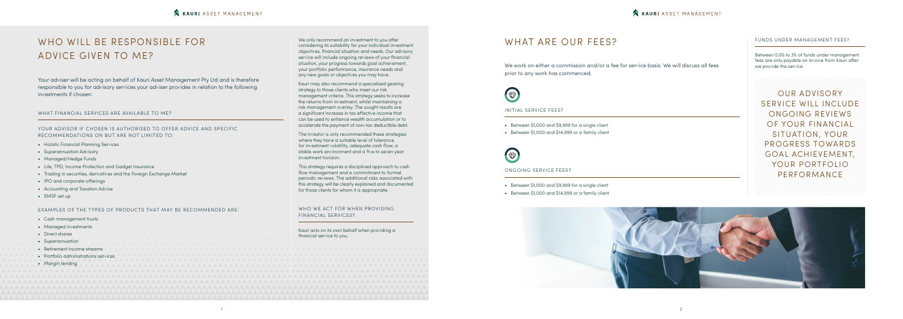# WHO WILL BE RESPONSIBLE FOR ADVICE GIVEN TO ME?

Your adviser will be acting on behalf of Kauri Asset Management Pty Ltd and is therefore responsible to you for advisory services your adviser provides in relation to the following investments if chosen:

## WHAT FINANCIAL SERVICES ARE AVAILABLE TO ME?

### YOUR ADVISOR IF CHOSEN IS AUTHORISED TO OFFER ADVICE AND SPECIFIC RECOMMENDATIONS ON BUT ARE NOT LIMITED TO:

- Holistic Financial Planning Services
- Superannuation Advisory
- Managed/Hedge Funds
- Life, TPD, Income Protection and Gadget Insurance
- Trading in securities, derivatives and the Foreign Exchange Market
- IPO and corporate offerings
- Accounting and Taxation Advice
- SMSF set up

### EXAMPLES OF THE TYPES OF PRODUCTS THAT MAY BE RECOMMENDED ARE:

- Cash management trusts
- Managed investments
- Direct shares
- Superannuation
- Retirement income streams
- Portfolio administrations services
- Margin lending

We only recommend an investment to you after considering its suitability for your individual investment objectives, financial situation and needs. Our advisory service will include ongoing reviews of your financial situation, your progress towards goal achievement, your portfolio performance, insurance needs and any new goals or objectives you may have.

Kauri may also recommend a specialised gearing strategy to those clients who meet our risk management criteria. This strategy seeks to increase the returns from investment, whilst maintaining a risk management overlay. The sought results are a significant increase in tax effective income that can be used to enhance wealth accumulation or to accelerate the payment of non-tax deductible debt.

The investor is only recommended these strategies where they have a suitable level of tolerance for investment volatility, adequate cash flow, a stable work environment and a five to seven year investment horizon.

This strategy requires a disciplined approach to cash flow management and a commitment to formal periodic reviews. The additional risks associated with this strategy will be clearly explained and documented for those clients for whom it is appropriate.

## WHO WE ACT FOR WHEN PROVIDING FINANCIAL SERVICES?

Kauri acts on its own behalf when providing a financial service to you.

# WHAT ARE OUR FEES?

We work on either a commission and/or a fee for service basis. We will discuss all fees prior to any work has commenced.

## INITIAL SERVICE FEES?

- Between $1,000 and $9,999 for a single client
- Between $1,000 and $14,999 or a family client

## ONGOING SERVICE FEES?

- Between $1,000 and $9,999 for a single client
- Between $1,000 and $14,999 or a family client

## FUNDS UNDER MANAGEMENT FEES?

Between 0.5% to 3% of funds under management fees are only payable on invoice from Kauri after we provide the service.

OUR ADVISORY SERVICE WILL INCLUDE ONGOING REVIEWS OF YOUR FINANCIAL SITUATION, YOUR PROGRESS TOWARDS GOAL ACHIEVEMENT, YOUR PORTFOLIO PERFORMANCE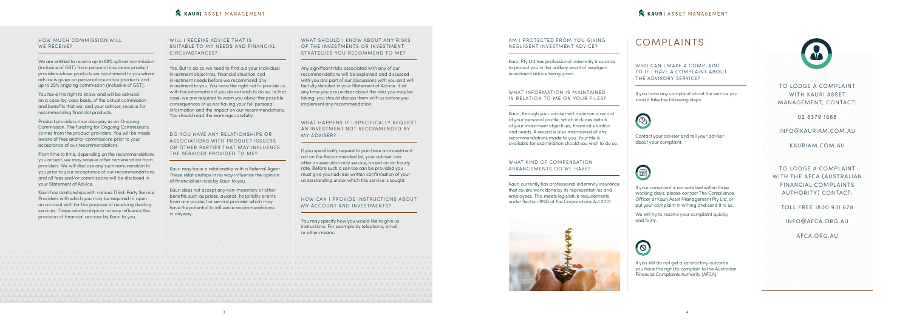### HOW MUCH COMMISSION WILL WE RECEIVE?

We are entitled to receive up to 88% upfront commission (inclusive of GST) from personal insurance product providers whose products we recommend to you where advice is given on personal insurance products and up to 25% ongoing commission (inclusive of GST).

You have the right to know, and will be advised on a case-by-case basis, of the actual commission and benefits that we, and your adviser, receive for recommending financial products.

Product providers may also pay us an Ongoing Commission. The funding for Ongoing Commissions comes from the product providers. You will be made aware of fees and/or commissions prior to your acceptance of our recommendations.

From time to time, depending on the recommendations you accept, we may receive other remuneration from providers. We will disclose any such remuneration to you prior to your acceptance of our recommendations and all fees and/or commissions will be disclosed in your Statement of Advice.

Kauri has relationships with various Third-Party Service Providers with which you may be required to open an account with for the purpose of receiving dealing services. These relationships in no way influence the provision of financial services by Kauri to you.

### WILL I RECEIVE ADVICE THAT IS SUITABLE TO MY NEEDS AND FINANCIAL CIRCUMSTANCES?

Yes. But to do so we need to find out your individual investment objectives, financial situation and investment needs before we recommend any investment to you. You have the right not to provide us with this information if you do not wish to do so. In that case, we are required to warn you about the possible consequences of us not having your full personal information and the impact on our recommendations. You should read the warnings carefully.

### DO YOU HAVE ANY RELATIONSHIPS OR ASSOCIATIONS WITH PRODUCT ISSUERS OR OTHER PARTIES THAT MAY INFLUENCE THE SERVICES PROVIDED TO ME?

Kauri may have a relationship with a Referral Agent. These relationships in no way influence the opinion of financial services by Kauri to you.

Kauri does not accept any non-monetary or other benefits such as prizes, awards, hospitality events from any product or service provider which may have the potential to influence recommendations in anyway.

### WHAT SHOULD I KNOW ABOUT ANY RISKS OF THE INVESTMENTS OR INVESTMENT STRATEGIES YOU RECOMMEND TO ME?

Any significant risks associated with any of our recommendations will be explained and discussed with you are part of our discussions with you and will be fully detailed in your Statement of Advice. If at any time you are unclear about the risks you may be taking, you should discuss them with us before you implement any recommendation.

### WHAT HAPPENS IF I SPECIFICALLY REQUEST AN INVESTMENT NOT RECOMMENDED BY MY ADVISER?

If you specifically request to purchase an investment not on the Recommended list, your adviser can offer an execution only service, based on an hourly rate. Before such a service can be provided you must give your adviser written confirmation of your understanding under which this service is sought.

### HOW CAN I PROVIDE INSTRUCTIONS ABOUT MY ACCOUNT AND INVESTMENTS?

You may specify how you would like to give us instructions. For example by telephone, email or other means.

### AM I PROTECTED FROM YOU GIVING NEGLIGENT INVESTMENT ADVICE?

Kauri Pty Ltd has professional indemnity insurance to protect you in the unlikely event of negligent investment advice being given.

### WHAT INFORMATION IS MAINTAINED IN RELATION TO ME ON YOUR FILES?

Kauri, through your adviser will maintain a record of your personal profile, which includes details of your investment objectives, financial situation and needs. A record is also maintained of any recommendations made to you. Your file is available for examination should you wish to do so.

### WHAT KIND OF COMPENSATION ARRANGEMENTS DO WE HAVE?

Kauri currently has professional indemnity insurance that covers work done by its representatives and employees. This meets legislative requirements under Section 912B of the Corporations Act 2001.

# COMPLAINTS

### WHO CAN I MAKE A COMPLAINT TO IF I HAVE A COMPLAINT ABOUT THE ADVISORY SERVICE?

If you have any complaint about the service you should take the following steps:

Contact your adviser and tell your adviser about your complaint.

If your complaint is not satisfied within three working days, please contact The Compliance Officer at Kauri Asset Management Pty Ltd, or put your complaint in writing and send it to us.

We will try to resolve your complaint quickly and fairly.

If you still do not get a satisfactory outcome you have the right to complain to the Australian Financial Complaints Authority (AFCA).

TO LODGE A COMPLAINT WITH KAURI ASSET MANAGEMENT, CONTACT:

02 8379 1868

INFO@KAURIAM.COM.AU

KAURIAM.COM.AU

TO LODGE A COMPLAINT WITH THE AFCA (AUSTRALIAN FINANCIAL COMPLAINTS AUTHORITY) CONTACT:

TOLL FREE 1800 931 678

INFO@AFCA.ORG.AU

AFCA.ORG.AU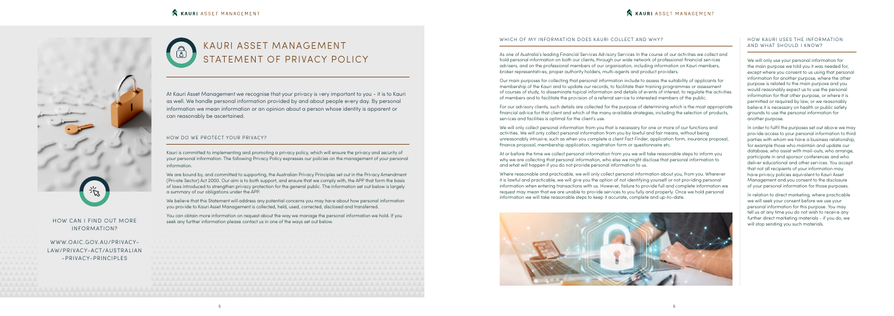# KAURI ASSET MANAGEMENT STATEMENT OF PRIVACY POLICY

At Kauri Asset Management we recognise that your privacy is very important to you - it is to Kauri as well. We handle personal information provided by and about people every day. By personal information we mean information or an opinion about a person whose identity is apparent or can reasonably be ascertained.

## HOW DO WE PROTECT YOUR PRIVACY?

Kauri is committed to implementing and promoting a privacy policy, which will ensure the privacy and security of your personal information. The following Privacy Policy expresses our policies on the management of your personal information.

We are bound by, and committed to supporting, the Australian Privacy Principles set out in the Privacy Amendment (Private Sector) Act 2000. Our aim is to both support, and ensure that we comply with, the APP that form the basis of laws introduced to strengthen privacy protection for the general public. The information set out below is largely a summary of our obligations under the APP.

We believe that this Statement will address any potential concerns you may have about how personal information you provide to Kauri Asset Management is collected, held, used, corrected, disclosed and transferred.

You can obtain more information on request about the way we manage the personal information we hold. If you seek any further information please contact us in one of the ways set out below.

## HOW CAN I FIND OUT MORE INFORMATION?

WWW.OAIC.GOV.AU/PRIVACY-LAW/PRIVACY-ACT/AUSTRALIAN-PRIVACY-PRINCIPLES

## WHICH OF MY INFORMATION DOES KAURI COLLECT AND WHY?

As one of Australia's leading Financial Services Advisory Services In the course of our activities we collect and hold personal information on both our clients, through our wide network of professional financial services advisers, and on the professional members of our organisation, including information on Kauri members, broker representatives, proper authority holders, multi-agents and product providers.

Our main purposes for collecting that personal information include to assess the suitability of applicants for membership of the Kauri and to update our records, to facilitate their training programmes or assessment of courses of study, to disseminate topical information and details of events of interest, to regulate the activities of members and to facilitate the provision of a referral service to interested members of the public.

For our advisory clients, such details are collected for the purpose of determining which is the most appropriate financial advice for that client and which of the many available strategies, including the selection of products, services and facilities is optimal for the client's use.

We will only collect personal information from you that is necessary for one or more of our functions and activities. We will only collect personal information from you by lawful and fair means, without being unreasonably intrusive, such as when you complete a client Fact Finder, application form, insurance proposal, finance proposal, membership application, registration form or questionnaire etc.

At or before the time we collect personal information from you we will take reasonable steps to inform you why we are collecting that personal information, who else we might disclose that personal information to and what will happen if you do not provide personal information to us.

Where reasonable and practicable, we will only collect personal information about you, from you. Wherever it is lawful and practicable, we will give you the option of not identifying yourself or not providing personal information when entering transactions with us. However, failure to provide full and complete information we request may mean that we are unable to provide services to you fully and properly. Once we hold personal information we will take reasonable steps to keep it accurate, complete and up-to-date.

## HOW KAURI USES THE INFORMATION AND WHAT SHOULD I KNOW?

We will only use your personal information for the main purpose we told you it was needed for, except where you consent to us using that personal information for another purpose, where the other purpose is related to the main purpose and you would reasonably expect us to use the personal information for that other purpose, or where it is permitted or required by law, or we reasonably believe it is necessary on health or public safety grounds to use the personal information for another purpose.

In order to fulfil the purposes set out above we may provide access to your personal information to third parties with whom we have a business relationship, for example those who maintain and update our database, who assist with mail-outs, who arrange, participate in and sponsor conferences and who deliver educational and other services. You accept that not all recipients of your information may have privacy policies equivalent to Kauri Asset Management and you consent to the disclosure of your personal information for those purposes.

In relation to direct marketing, where practicable we will seek your consent before we use your personal information for this purpose. You may tell us at any time you do not wish to receive any further direct marketing materials - if you do, we will stop sending you such materials.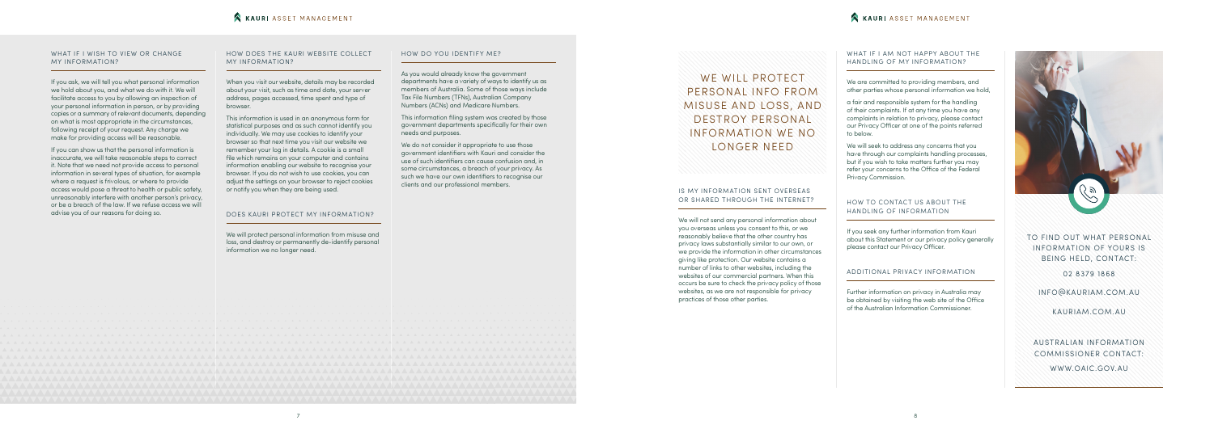## WHAT IF I WISH TO VIEW OR CHANGE MY INFORMATION?

If you ask, we will tell you what personal information we hold about you, and what we do with it. We will facilitate access to you by allowing an inspection of your personal information in person, or by providing copies or a summary of relevant documents, depending on what is most appropriate in the circumstances, following receipt of your request. Any charge we make for providing access will be reasonable.

If you can show us that the personal information is inaccurate, we will take reasonable steps to correct it. Note that we need not provide access to personal information in several types of situation, for example where a request is frivolous, or where to provide access would pose a threat to health or public safety, unreasonably interfere with another person's privacy, or be a breach of the law. If we refuse access we will advise you of our reasons for doing so.

## HOW DOES THE KAURI WEBSITE COLLECT MY INFORMATION?

When you visit our website, details may be recorded about your visit, such as time and date, your server address, pages accessed, time spent and type of browser.

This information is used in an anonymous form for statistical purposes and as such cannot identify you individually. We may use cookies to identify your browser so that next time you visit our website we remember your log in details. A cookie is a small file which remains on your computer and contains information enabling our website to recognise your browser. If you do not wish to use cookies, you can adjust the settings on your browser to reject cookies or notify you when they are being used.

## DOES KAURI PROTECT MY INFORMATION?

We will protect personal information from misuse and loss, and destroy or permanently de-identify personal information we no longer need.

## HOW DO YOU IDENTIFY ME?

As you would already know the government departments have a variety of ways to identify us as members of Australia. Some of those ways include Tax File Numbers (TFNs), Australian Company Numbers (ACNs) and Medicare Numbers.

This information filing system was created by those government departments specifically for their own needs and purposes.

We do not consider it appropriate to use those government identifiers with Kauri and consider the use of such identifiers can cause confusion and, in some circumstances, a breach of your privacy. As such we have our own identifiers to recognise our clients and our professional members.

WE WILL PROTECT PERSONAL INFO FROM MISUSE AND LOSS, AND DESTROY PERSONAL INFORMATION WE NO LONGER NEED

## IS MY INFORMATION SENT OVERSEAS OR SHARED THROUGH THE INTERNET?

We will not send any personal information about you overseas unless you consent to this, or we reasonably believe that the other country has privacy laws substantially similar to our own, or we provide the information in other circumstances giving like protection. Our website contains a number of links to other websites, including the websites of our commercial partners. When this occurs be sure to check the privacy policy of those websites, as we are not responsible for privacy practices of those other parties.

## WHAT IF I AM NOT HAPPY ABOUT THE HANDLING OF MY INFORMATION?

We are committed to providing members, and other parties whose personal information we hold,

a fair and responsible system for the handling of their complaints. If at any time you have any complaints in relation to privacy, please contact our Privacy Officer at one of the points referred to below.

We will seek to address any concerns that you have through our complaints handling processes, but if you wish to take matters further you may refer your concerns to the Office of the Federal Privacy Commission.

## HOW TO CONTACT US ABOUT THE HANDLING OF INFORMATION

If you seek any further information from Kauri about this Statement or our privacy policy generally please contact our Privacy Officer.

## ADDITIONAL PRIVACY INFORMATION

Further information on privacy in Australia may be obtained by visiting the web site of the Office of the Australian Information Commissioner.

TO FIND OUT WHAT PERSONAL INFORMATION OF YOURS IS BEING HELD, CONTACT:

02 8379 1868

INFO@KAURIAM.COM.AU

KAURIAM.COM.AU

AUSTRALIAN INFORMATION COMMISSIONER CONTACT:

WWW.OAIC.GOV.AU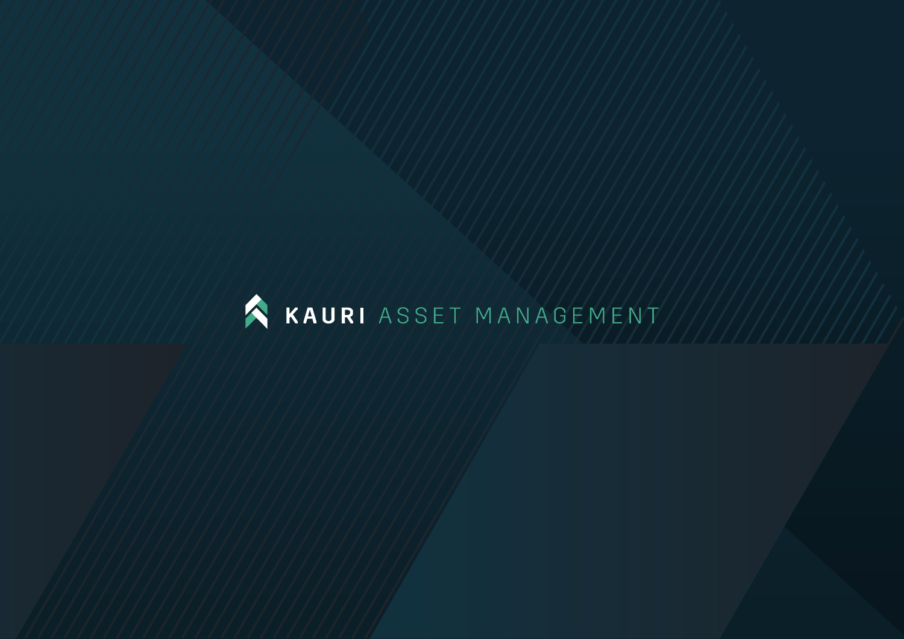KAURI ASSET MANAGEMENT